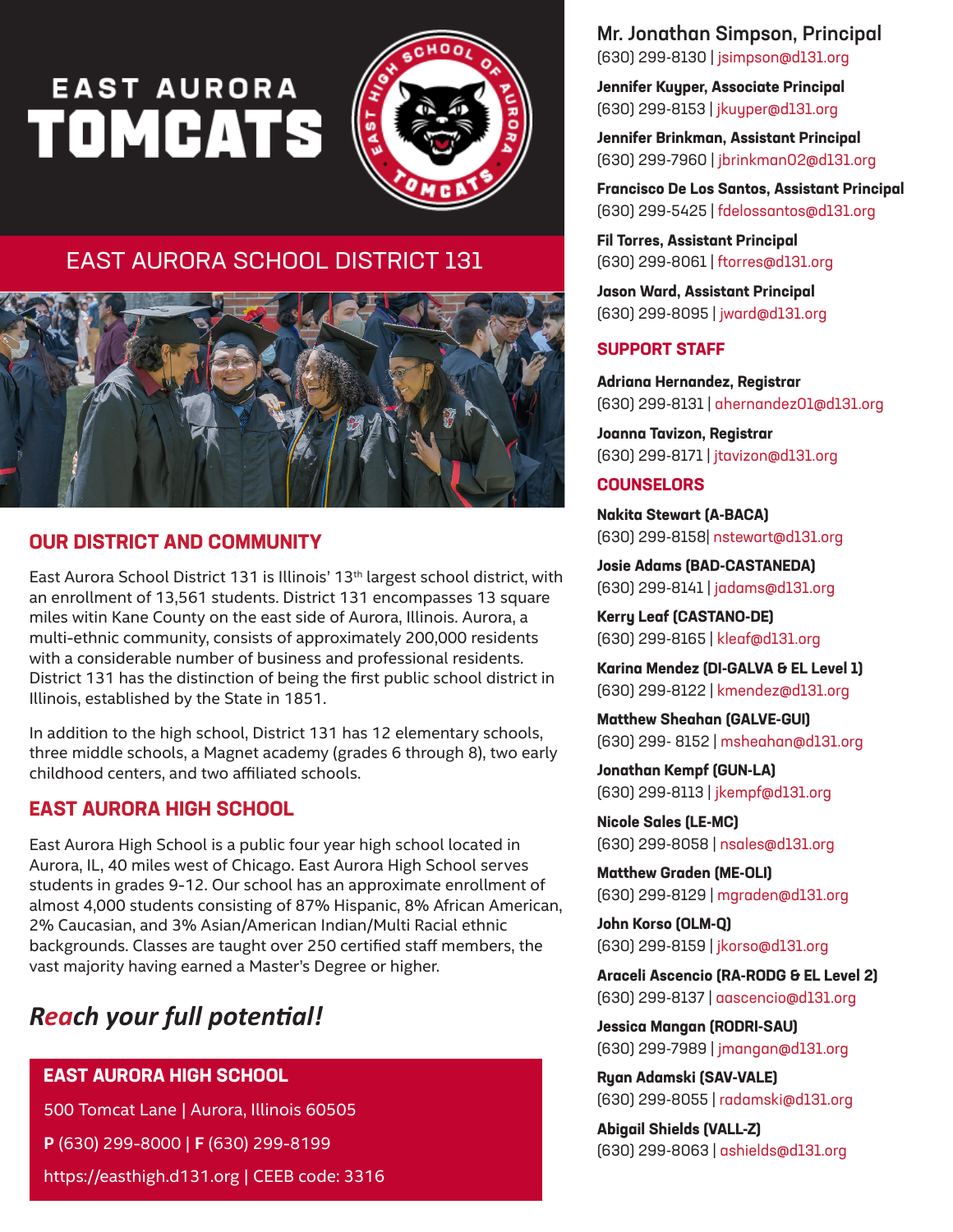# EAST AURORA TOMCATS

## EAST AURORA SCHOOL DISTRICT 131

### OUR DISTRICT AND COMMUNITY

East Aurora School District 131 is Illinois' 13th largest school district, with an enrollment of 13,561 students. District 131 encompasses 13 square miles witin Kane County on the east side of Aurora, Illinois. Aurora, a multi-ethnic community, consists of approximately 200,000 residents with a considerable number of business and professional residents. District 131 has the distinction of being the first public school district in Illinois, established by the State in 1851.

In addition to the high school, District 131 has 12 elementary schools, three middle schools, a Magnet academy (grades 6 through 8), two early childhood centers, and two affiliated schools.

### EAST AURORA HIGH SCHOOL

East Aurora High School is a public four year high school located in Aurora, IL, 40 miles west of Chicago. East Aurora High School serves students in grades 9-12. Our school has an approximate enrollment of almost 4,000 students consisting of 87% Hispanic, 8% African American, 2% Caucasian, and 3% Asian/American Indian/Multi Racial ethnic backgrounds. Classes are taught over 250 certified staff members, the vast majority having earned a Master's Degree or higher.

***Reach your full potential!***

**EAST AURORA HIGH SCHOOL**

500 Tomcat Lane | Aurora, Illinois 60505

**P** (630) 299-8000 | **F** (630) 299-8199

https://easthigh.d131.org | CEEB code: 3316

**Mr. Jonathan Simpson, Principal**
(630) 299-8130 | jsimpson@d131.org

**Jennifer Kuyper, Associate Principal**
(630) 299-8153 | jkuyper@d131.org

**Jennifer Brinkman, Assistant Principal**
(630) 299-7960 | jbrinkman02@d131.org

**Francisco De Los Santos, Assistant Principal**
(630) 299-5425 | fdelossantos@d131.org

**Fil Torres, Assistant Principal**
(630) 299-8061 | ftorres@d131.org

**Jason Ward, Assistant Principal**
(630) 299-8095 | jward@d131.org

### SUPPORT STAFF

**Adriana Hernandez, Registrar**
(630) 299-8131 | ahernandez01@d131.org

**Joanna Tavizon, Registrar**
(630) 299-8171 | jtavizon@d131.org

### COUNSELORS

**Nakita Stewart (A-BACA)**
(630) 299-8158| nstewart@d131.org

**Josie Adams (BAD-CASTANEDA)**
(630) 299-8141 | jadams@d131.org

**Kerry Leaf (CASTANO-DE)**
(630) 299-8165 | kleaf@d131.org

**Karina Mendez (DI-GALVA & EL Level 1)**
(630) 299-8122 | kmendez@d131.org

**Matthew Sheahan (GALVE-GUI)**
(630) 299- 8152 | msheahan@d131.org

**Jonathan Kempf (GUN-LA)**
(630) 299-8113 | jkempf@d131.org

**Nicole Sales (LE-MC)**
(630) 299-8058 | nsales@d131.org

**Matthew Graden (ME-OLI)**
(630) 299-8129 | mgraden@d131.org

**John Korso (OLM-Q)**
(630) 299-8159 | jkorso@d131.org

**Araceli Ascencio (RA-RODG & EL Level 2)**
(630) 299-8137 | aascencio@d131.org

**Jessica Mangan (RODRI-SAU)**
(630) 299-7989 | jmangan@d131.org

**Ryan Adamski (SAV-VALE)**
(630) 299-8055 | radamski@d131.org

**Abigail Shields (VALL-Z)**
(630) 299-8063 | ashields@d131.org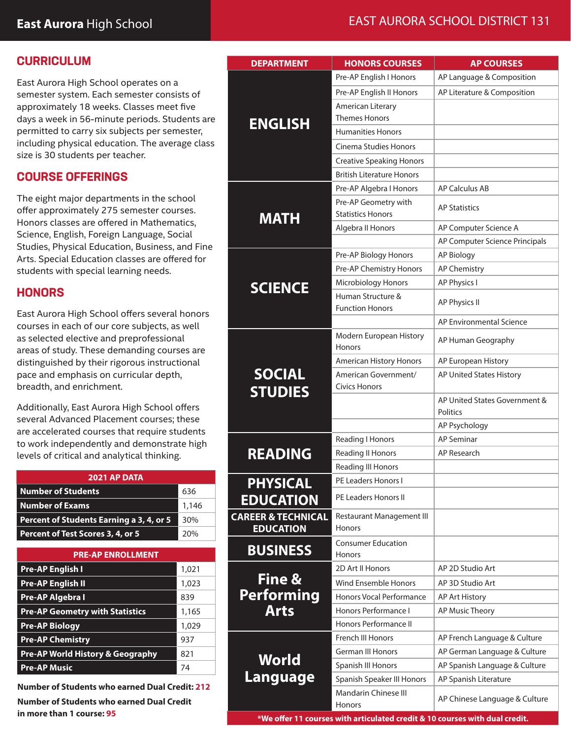# CURRICULUM

East Aurora High School operates on a semester system. Each semester consists of approximately 18 weeks. Classes meet five days a week in 56-minute periods. Students are permitted to carry six subjects per semester, including physical education. The average class size is 30 students per teacher.

## COURSE OFFERINGS

The eight major departments in the school offer approximately 275 semester courses. Honors classes are offered in Mathematics, Science, English, Foreign Language, Social Studies, Physical Education, Business, and Fine Arts. Special Education classes are offered for students with special learning needs.

## HONORS

East Aurora High School offers several honors courses in each of our core subjects, as well as selected elective and preprofessional areas of study. These demanding courses are distinguished by their rigorous instructional pace and emphasis on curricular depth, breadth, and enrichment.

Additionally, East Aurora High School offers several Advanced Placement courses; these are accelerated courses that require students to work independently and demonstrate high levels of critical and analytical thinking.

| 2021 AP DATA | |
|---|---|
| **Number of Students** | 636 |
| **Number of Exams** | 1,146 |
| **Percent of Students Earning a 3, 4, or 5** | 30% |
| **Percent of Test Scores 3, 4, or 5** | 20% |

| PRE-AP ENROLLMENT | |
|---|---|
| **Pre-AP English I** | 1,021 |
| **Pre-AP English II** | 1,023 |
| **Pre-AP Algebra I** | 839 |
| **Pre-AP Geometry with Statistics** | 1,165 |
| **Pre-AP Biology** | 1,029 |
| **Pre-AP Chemistry** | 937 |
| **Pre-AP World History & Geography** | 821 |
| **Pre-AP Music** | 74 |

**Number of Students who earned Dual Credit: 212**

**Number of Students who earned Dual Credit in more than 1 course: 95**

| DEPARTMENT | HONORS COURSES | AP COURSES |
|---|---|---|
| ENGLISH | Pre-AP English I Honors | AP Language & Composition |
| | Pre-AP English II Honors | AP Literature & Composition |
| | American Literary Themes Honors | |
| | Humanities Honors | |
| | Cinema Studies Honors | |
| | Creative Speaking Honors | |
| | British Literature Honors | |
| MATH | Pre-AP Algebra I Honors | AP Calculus AB |
| | Pre-AP Geometry with Statistics Honors | AP Statistics |
| | Algebra II Honors | AP Computer Science A |
| | | AP Computer Science Principals |
| SCIENCE | Pre-AP Biology Honors | AP Biology |
| | Pre-AP Chemistry Honors | AP Chemistry |
| | Microbiology Honors | AP Physics I |
| | Human Structure & Function Honors | AP Physics II |
| | | AP Environmental Science |
| SOCIAL STUDIES | Modern European History Honors | AP Human Geography |
| | American History Honors | AP European History |
| | American Government/ Civics Honors | AP United States History |
| | | AP United States Government & Politics |
| | | AP Psychology |
| READING | Reading I Honors | AP Seminar |
| | Reading II Honors | AP Research |
| | Reading III Honors | |
| PHYSICAL EDUCATION | PE Leaders Honors I | |
| | PE Leaders Honors II | |
| CAREER & TECHNICAL EDUCATION | Restaurant Management III Honors | |
| BUSINESS | Consumer Education Honors | |
| Fine & Performing Arts | 2D Art II Honors | AP 2D Studio Art |
| | Wind Ensemble Honors | AP 3D Studio Art |
| | Honors Vocal Performance | AP Art History |
| | Honors Performance I | AP Music Theory |
| | Honors Performance II | |
| World Language | French III Honors | AP French Language & Culture |
| | German III Honors | AP German Language & Culture |
| | Spanish III Honors | AP Spanish Language & Culture |
| | Spanish Speaker III Honors | AP Spanish Literature |
| | Mandarin Chinese III Honors | AP Chinese Language & Culture |

***We offer 11 courses with articulated credit & 10 courses with dual credit.**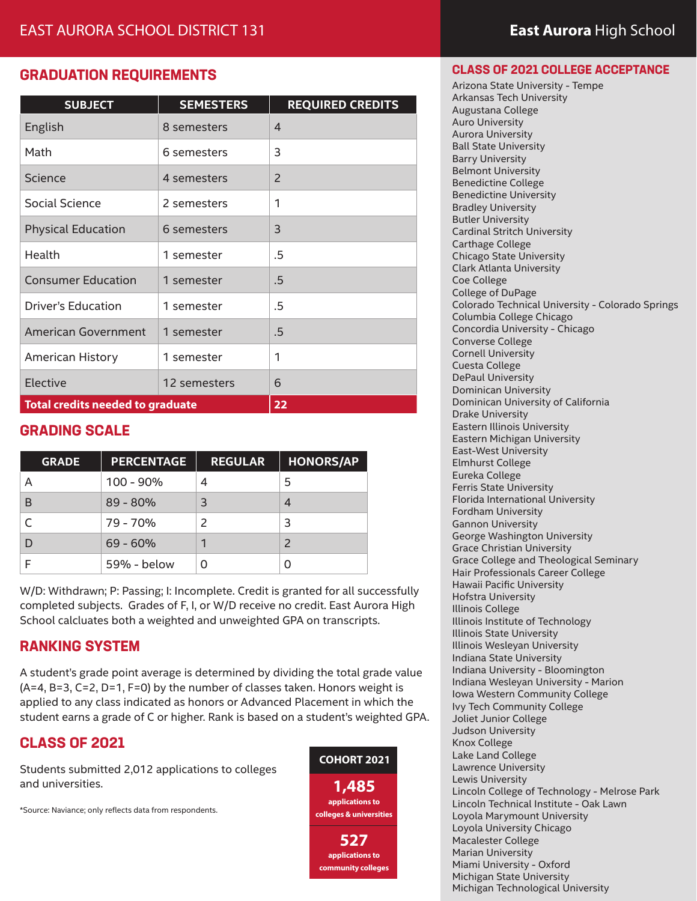EAST AURORA SCHOOL DISTRICT 131 — **East Aurora** High School

## GRADUATION REQUIREMENTS

| SUBJECT | SEMESTERS | REQUIRED CREDITS |
|---|---|---|
| English | 8 semesters | 4 |
| Math | 6 semesters | 3 |
| Science | 4 semesters | 2 |
| Social Science | 2 semesters | 1 |
| Physical Education | 6 semesters | 3 |
| Health | 1 semester | .5 |
| Consumer Education | 1 semester | .5 |
| Driver's Education | 1 semester | .5 |
| American Government | 1 semester | .5 |
| American History | 1 semester | 1 |
| Elective | 12 semesters | 6 |
| **Total credits needed to graduate** | | **22** |

## GRADING SCALE

| GRADE | PERCENTAGE | REGULAR | HONORS/AP |
|---|---|---|---|
| A | 100 - 90% | 4 | 5 |
| B | 89 - 80% | 3 | 4 |
| C | 79 - 70% | 2 | 3 |
| D | 69 - 60% | 1 | 2 |
| F | 59% - below | 0 | 0 |

W/D: Withdrawn; P: Passing; I: Incomplete. Credit is granted for all successfully completed subjects. Grades of F, I, or W/D receive no credit. East Aurora High School calcluates both a weighted and unweighted GPA on transcripts.

## RANKING SYSTEM

A student's grade point average is determined by dividing the total grade value (A=4, B=3, C=2, D=1, F=0) by the number of classes taken. Honors weight is applied to any class indicated as honors or Advanced Placement in which the student earns a grade of C or higher. Rank is based on a student's weighted GPA.

## CLASS OF 2021

Students submitted 2,012 applications to colleges and universities.

**COHORT 2021**

**1,485** applications to colleges & universities

**527** applications to community colleges

*Source: Naviance; only reflects data from respondents.

## CLASS OF 2021 COLLEGE ACCEPTANCE

Arizona State University - Tempe
Arkansas Tech University
Augustana College
Auro University
Aurora University
Ball State University
Barry University
Belmont University
Benedictine College
Benedictine University
Bradley University
Butler University
Cardinal Stritch University
Carthage College
Chicago State University
Clark Atlanta University
Coe College
College of DuPage
Colorado Technical University - Colorado Springs
Columbia College Chicago
Concordia University - Chicago
Converse College
Cornell University
Cuesta College
DePaul University
Dominican University
Dominican University of California
Drake University
Eastern Illinois University
Eastern Michigan University
East-West University
Elmhurst College
Eureka College
Ferris State University
Florida International University
Fordham University
Gannon University
George Washington University
Grace Christian University
Grace College and Theological Seminary
Hair Professionals Career College
Hawaii Pacific University
Hofstra University
Illinois College
Illinois Institute of Technology
Illinois State University
Illinois Wesleyan University
Indiana State University
Indiana University - Bloomington
Indiana Wesleyan University - Marion
Iowa Western Community College
Ivy Tech Community College
Joliet Junior College
Judson University
Knox College
Lake Land College
Lawrence University
Lewis University
Lincoln College of Technology - Melrose Park
Lincoln Technical Institute - Oak Lawn
Loyola Marymount University
Loyola University Chicago
Macalester College
Marian University
Miami University - Oxford
Michigan State University
Michigan Technological University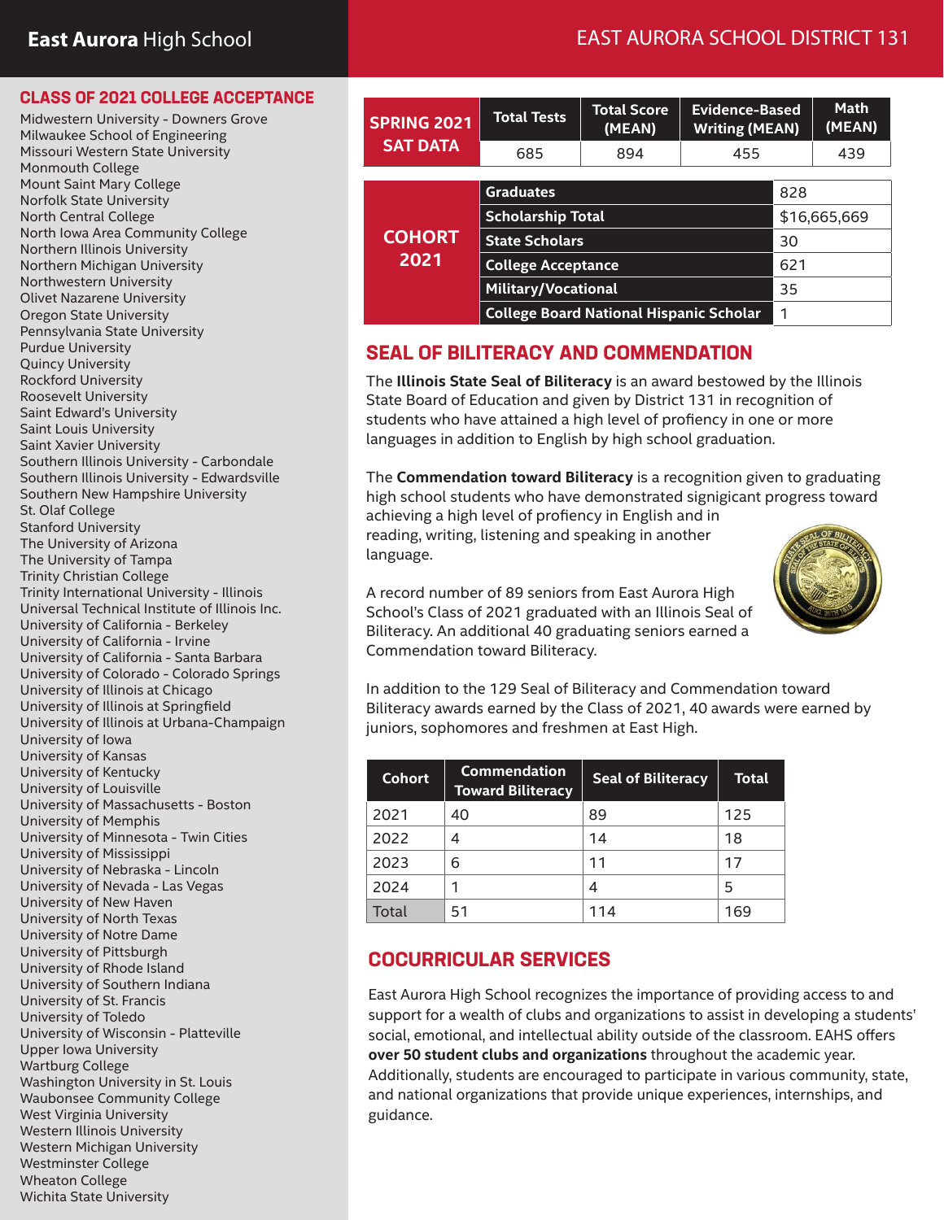**East Aurora** High School

EAST AURORA SCHOOL DISTRICT 131

## CLASS OF 2021 COLLEGE ACCEPTANCE

Midwestern University - Downers Grove
Milwaukee School of Engineering
Missouri Western State University
Monmouth College
Mount Saint Mary College
Norfolk State University
North Central College
North Iowa Area Community College
Northern Illinois University
Northern Michigan University
Northwestern University
Olivet Nazarene University
Oregon State University
Pennsylvania State University
Purdue University
Quincy University
Rockford University
Roosevelt University
Saint Edward's University
Saint Louis University
Saint Xavier University
Southern Illinois University - Carbondale
Southern Illinois University - Edwardsville
Southern New Hampshire University
St. Olaf College
Stanford University
The University of Arizona
The University of Tampa
Trinity Christian College
Trinity International University - Illinois
Universal Technical Institute of Illinois Inc.
University of California - Berkeley
University of California - Irvine
University of California - Santa Barbara
University of Colorado - Colorado Springs
University of Illinois at Chicago
University of Illinois at Springfield
University of Illinois at Urbana-Champaign
University of Iowa
University of Kansas
University of Kentucky
University of Louisville
University of Massachusetts - Boston
University of Memphis
University of Minnesota - Twin Cities
University of Mississippi
University of Nebraska - Lincoln
University of Nevada - Las Vegas
University of New Haven
University of North Texas
University of Notre Dame
University of Pittsburgh
University of Rhode Island
University of Southern Indiana
University of St. Francis
University of Toledo
University of Wisconsin - Platteville
Upper Iowa University
Wartburg College
Washington University in St. Louis
Waubonsee Community College
West Virginia University
Western Illinois University
Western Michigan University
Westminster College
Wheaton College
Wichita State University

| SPRING 2021 SAT DATA | Total Tests | Total Score (MEAN) | Evidence-Based Writing (MEAN) | Math (MEAN) |
|---|---|---|---|---|
| | 685 | 894 | 455 | 439 |

| COHORT 2021 | |
|---|---|
| Graduates | 828 |
| Scholarship Total | $16,665,669 |
| State Scholars | 30 |
| College Acceptance | 621 |
| Military/Vocational | 35 |
| College Board National Hispanic Scholar | 1 |

## SEAL OF BILITERACY AND COMMENDATION

The **Illinois State Seal of Biliteracy** is an award bestowed by the Illinois State Board of Education and given by District 131 in recognition of students who have attained a high level of profiency in one or more languages in addition to English by high school graduation.

The **Commendation toward Biliteracy** is a recognition given to graduating high school students who have demonstrated signigicant progress toward achieving a high level of profiency in English and in reading, writing, listening and speaking in another language.

A record number of 89 seniors from East Aurora High School's Class of 2021 graduated with an Illinois Seal of Biliteracy. An additional 40 graduating seniors earned a Commendation toward Biliteracy.

In addition to the 129 Seal of Biliteracy and Commendation toward Biliteracy awards earned by the Class of 2021, 40 awards were earned by juniors, sophomores and freshmen at East High.

| Cohort | Commendation Toward Biliteracy | Seal of Biliteracy | Total |
|---|---|---|---|
| 2021 | 40 | 89 | 125 |
| 2022 | 4 | 14 | 18 |
| 2023 | 6 | 11 | 17 |
| 2024 | 1 | 4 | 5 |
| Total | 51 | 114 | 169 |

## COCURRICULAR SERVICES

East Aurora High School recognizes the importance of providing access to and support for a wealth of clubs and organizations to assist in developing a students' social, emotional, and intellectual ability outside of the classroom. EAHS offers **over 50 student clubs and organizations** throughout the academic year. Additionally, students are encouraged to participate in various community, state, and national organizations that provide unique experiences, internships, and guidance.